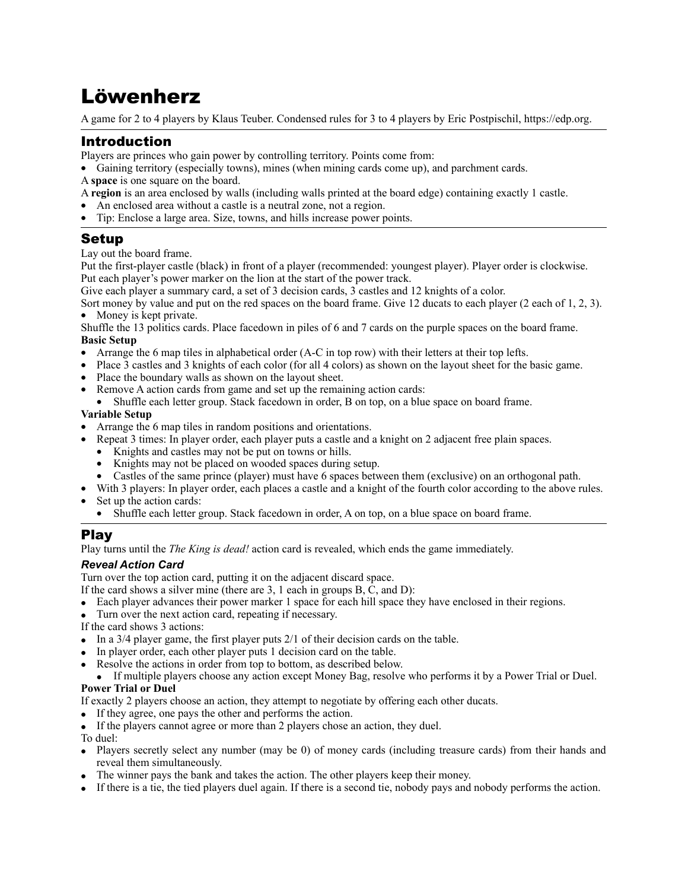# Löwenherz

A game for 2 to 4 players by Klaus Teuber. Condensed rules for 3 to 4 players by Eric Postpischil, https://edp.org.

## Introduction

Players are princes who gain power by controlling territory. Points come from:

- Gaining territory (especially towns), mines (when mining cards come up), and parchment cards.

A **space** is one square on the board.

A **region** is an area enclosed by walls (including walls printed at the board edge) containing exactly 1 castle.

- An enclosed area without a castle is a neutral zone, not a region.
- Tip: Enclose a large area. Size, towns, and hills increase power points.

## Setup

Lay out the board frame.

Put the first-player castle (black) in front of a player (recommended: youngest player). Player order is clockwise.

Put each player's power marker on the lion at the start of the power track.

Give each player a summary card, a set of 3 decision cards, 3 castles and 12 knights of a color.

Sort money by value and put on the red spaces on the board frame. Give 12 ducats to each player (2 each of 1, 2, 3).

- Money is kept private.

Shuffle the 13 politics cards. Place facedown in piles of 6 and 7 cards on the purple spaces on the board frame.

**Basic Setup**

- Arrange the 6 map tiles in alphabetical order (A-C in top row) with their letters at their top lefts.
- Place 3 castles and 3 knights of each color (for all 4 colors) as shown on the layout sheet for the basic game.
- Place the boundary walls as shown on the layout sheet.
- Remove A action cards from game and set up the remaining action cards:
  - Shuffle each letter group. Stack facedown in order, B on top, on a blue space on board frame.

**Variable Setup**

- Arrange the 6 map tiles in random positions and orientations.
- Repeat 3 times: In player order, each player puts a castle and a knight on 2 adjacent free plain spaces.
  - Knights and castles may not be put on towns or hills.
  - Knights may not be placed on wooded spaces during setup.
  - Castles of the same prince (player) must have 6 spaces between them (exclusive) on an orthogonal path.
- With 3 players: In player order, each places a castle and a knight of the fourth color according to the above rules.
- Set up the action cards:
  - Shuffle each letter group. Stack facedown in order, A on top, on a blue space on board frame.

## Play

Play turns until the *The King is dead!* action card is revealed, which ends the game immediately.

### *Reveal Action Card*

Turn over the top action card, putting it on the adjacent discard space.

If the card shows a silver mine (there are 3, 1 each in groups B, C, and D):

- Each player advances their power marker 1 space for each hill space they have enclosed in their regions.
- Turn over the next action card, repeating if necessary.

If the card shows 3 actions:

- In a 3/4 player game, the first player puts 2/1 of their decision cards on the table.
- In player order, each other player puts 1 decision card on the table.
- Resolve the actions in order from top to bottom, as described below.
  - If multiple players choose any action except Money Bag, resolve who performs it by a Power Trial or Duel.

**Power Trial or Duel**

If exactly 2 players choose an action, they attempt to negotiate by offering each other ducats.

- If they agree, one pays the other and performs the action.
- If the players cannot agree or more than 2 players chose an action, they duel.

To duel:

- Players secretly select any number (may be 0) of money cards (including treasure cards) from their hands and reveal them simultaneously.
- The winner pays the bank and takes the action. The other players keep their money.
- If there is a tie, the tied players duel again. If there is a second tie, nobody pays and nobody performs the action.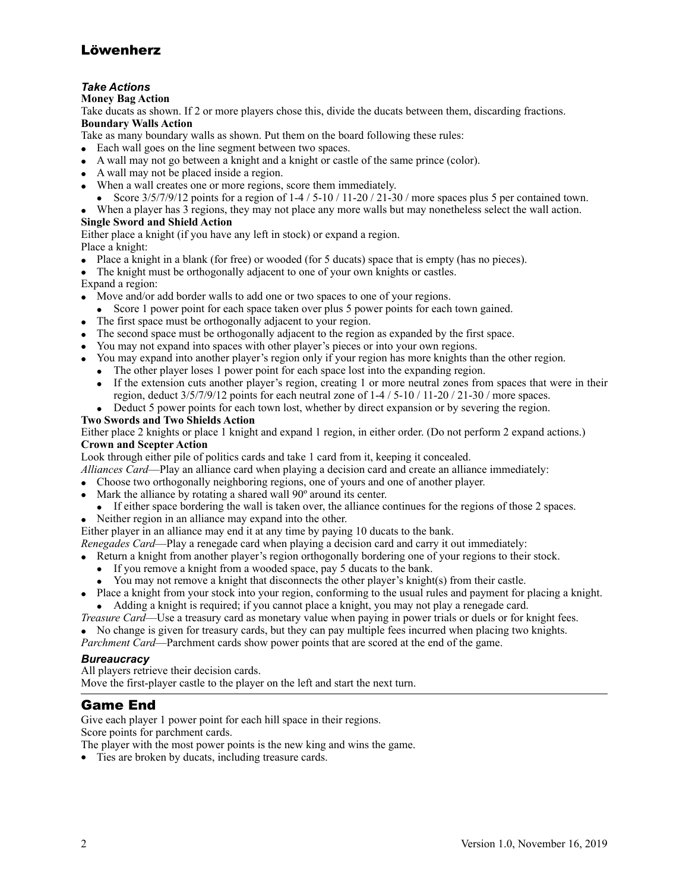## Löwenherz

### *Take Actions*

**Money Bag Action**

Take ducats as shown. If 2 or more players chose this, divide the ducats between them, discarding fractions.

**Boundary Walls Action**

Take as many boundary walls as shown. Put them on the board following these rules:

- Each wall goes on the line segment between two spaces.
- A wall may not go between a knight and a knight or castle of the same prince (color).
- A wall may not be placed inside a region.
- When a wall creates one or more regions, score them immediately.
  - Score 3/5/7/9/12 points for a region of 1-4 / 5-10 / 11-20 / 21-30 / more spaces plus 5 per contained town.
- When a player has 3 regions, they may not place any more walls but may nonetheless select the wall action.

**Single Sword and Shield Action**

Either place a knight (if you have any left in stock) or expand a region.

Place a knight:

- Place a knight in a blank (for free) or wooded (for 5 ducats) space that is empty (has no pieces).
- The knight must be orthogonally adjacent to one of your own knights or castles.

Expand a region:

- Move and/or add border walls to add one or two spaces to one of your regions.
  - Score 1 power point for each space taken over plus 5 power points for each town gained.
- The first space must be orthogonally adjacent to your region.
- The second space must be orthogonally adjacent to the region as expanded by the first space.
- You may not expand into spaces with other player's pieces or into your own regions.
- You may expand into another player's region only if your region has more knights than the other region.
  - The other player loses 1 power point for each space lost into the expanding region.
  - If the extension cuts another player's region, creating 1 or more neutral zones from spaces that were in their region, deduct 3/5/7/9/12 points for each neutral zone of 1-4 / 5-10 / 11-20 / 21-30 / more spaces.
  - Deduct 5 power points for each town lost, whether by direct expansion or by severing the region.

**Two Swords and Two Shields Action**

Either place 2 knights or place 1 knight and expand 1 region, in either order. (Do not perform 2 expand actions.)

**Crown and Scepter Action**

Look through either pile of politics cards and take 1 card from it, keeping it concealed.

*Alliances Card*—Play an alliance card when playing a decision card and create an alliance immediately:

- Choose two orthogonally neighboring regions, one of yours and one of another player.
- Mark the alliance by rotating a shared wall 90º around its center.
  - If either space bordering the wall is taken over, the alliance continues for the regions of those 2 spaces.
- Neither region in an alliance may expand into the other.

Either player in an alliance may end it at any time by paying 10 ducats to the bank.

*Renegades Card*—Play a renegade card when playing a decision card and carry it out immediately:

- Return a knight from another player's region orthogonally bordering one of your regions to their stock.
  - If you remove a knight from a wooded space, pay 5 ducats to the bank.
  - You may not remove a knight that disconnects the other player's knight(s) from their castle.
- Place a knight from your stock into your region, conforming to the usual rules and payment for placing a knight.
  - Adding a knight is required; if you cannot place a knight, you may not play a renegade card.

*Treasure Card*—Use a treasury card as monetary value when paying in power trials or duels or for knight fees.

- No change is given for treasury cards, but they can pay multiple fees incurred when placing two knights.

*Parchment Card*—Parchment cards show power points that are scored at the end of the game.

### *Bureaucracy*

All players retrieve their decision cards.

Move the first-player castle to the player on the left and start the next turn.

## Game End

Give each player 1 power point for each hill space in their regions.

Score points for parchment cards.

The player with the most power points is the new king and wins the game.

- Ties are broken by ducats, including treasure cards.